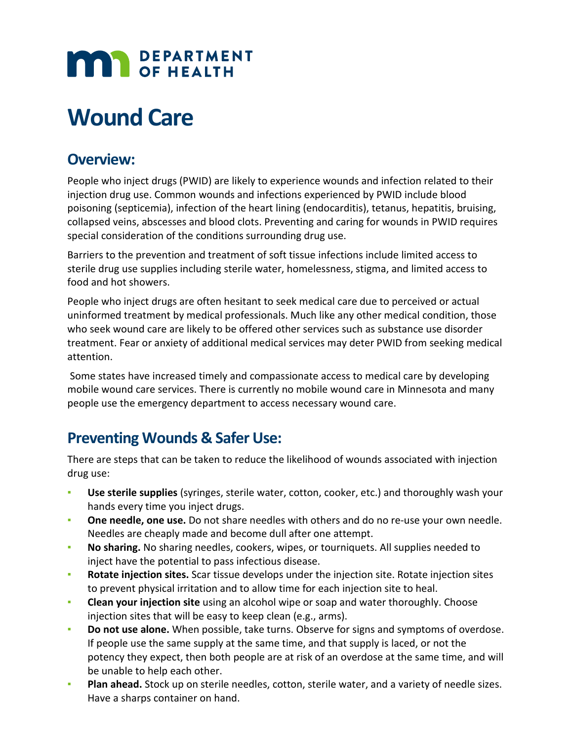DEPARTMENT OF HEALTH

# Wound Care

## Overview:

People who inject drugs (PWID) are likely to experience wounds and infection related to their injection drug use. Common wounds and infections experienced by PWID include blood poisoning (septicemia), infection of the heart lining (endocarditis), tetanus, hepatitis, bruising, collapsed veins, abscesses and blood clots. Preventing and caring for wounds in PWID requires special consideration of the conditions surrounding drug use.

Barriers to the prevention and treatment of soft tissue infections include limited access to sterile drug use supplies including sterile water, homelessness, stigma, and limited access to food and hot showers.

People who inject drugs are often hesitant to seek medical care due to perceived or actual uninformed treatment by medical professionals. Much like any other medical condition, those who seek wound care are likely to be offered other services such as substance use disorder treatment. Fear or anxiety of additional medical services may deter PWID from seeking medical attention.

Some states have increased timely and compassionate access to medical care by developing mobile wound care services. There is currently no mobile wound care in Minnesota and many people use the emergency department to access necessary wound care.

## Preventing Wounds & Safer Use:

There are steps that can be taken to reduce the likelihood of wounds associated with injection drug use:

- **Use sterile supplies** (syringes, sterile water, cotton, cooker, etc.) and thoroughly wash your hands every time you inject drugs.
- **One needle, one use.** Do not share needles with others and do no re-use your own needle. Needles are cheaply made and become dull after one attempt.
- **No sharing.** No sharing needles, cookers, wipes, or tourniquets. All supplies needed to inject have the potential to pass infectious disease.
- **Rotate injection sites.** Scar tissue develops under the injection site. Rotate injection sites to prevent physical irritation and to allow time for each injection site to heal.
- **Clean your injection site** using an alcohol wipe or soap and water thoroughly. Choose injection sites that will be easy to keep clean (e.g., arms).
- **Do not use alone.** When possible, take turns. Observe for signs and symptoms of overdose. If people use the same supply at the same time, and that supply is laced, or not the potency they expect, then both people are at risk of an overdose at the same time, and will be unable to help each other.
- **Plan ahead.** Stock up on sterile needles, cotton, sterile water, and a variety of needle sizes. Have a sharps container on hand.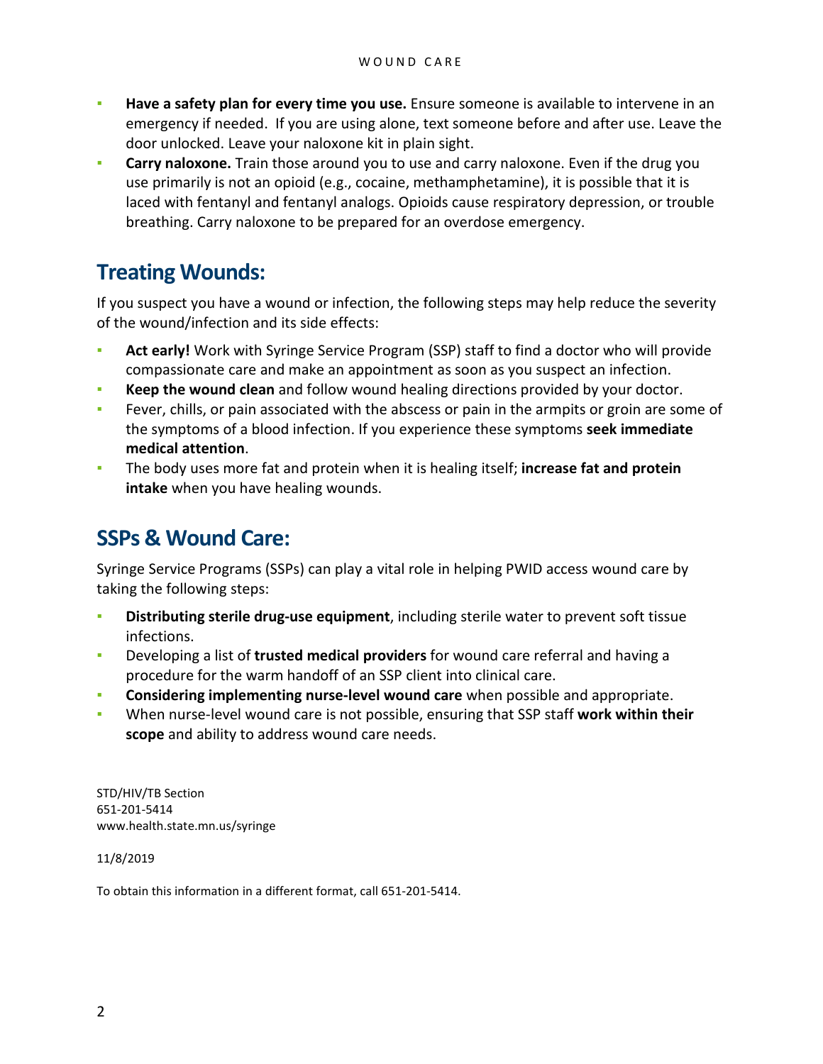- **Have a safety plan for every time you use.** Ensure someone is available to intervene in an emergency if needed. If you are using alone, text someone before and after use. Leave the door unlocked. Leave your naloxone kit in plain sight.
- **Carry naloxone.** Train those around you to use and carry naloxone. Even if the drug you use primarily is not an opioid (e.g., cocaine, methamphetamine), it is possible that it is laced with fentanyl and fentanyl analogs. Opioids cause respiratory depression, or trouble breathing. Carry naloxone to be prepared for an overdose emergency.

## Treating Wounds:

If you suspect you have a wound or infection, the following steps may help reduce the severity of the wound/infection and its side effects:

- **Act early!** Work with Syringe Service Program (SSP) staff to find a doctor who will provide compassionate care and make an appointment as soon as you suspect an infection.
- **Keep the wound clean** and follow wound healing directions provided by your doctor.
- Fever, chills, or pain associated with the abscess or pain in the armpits or groin are some of the symptoms of a blood infection. If you experience these symptoms **seek immediate medical attention**.
- The body uses more fat and protein when it is healing itself; **increase fat and protein intake** when you have healing wounds.

## SSPs & Wound Care:

Syringe Service Programs (SSPs) can play a vital role in helping PWID access wound care by taking the following steps:

- **Distributing sterile drug-use equipment**, including sterile water to prevent soft tissue infections.
- Developing a list of **trusted medical providers** for wound care referral and having a procedure for the warm handoff of an SSP client into clinical care.
- **Considering implementing nurse-level wound care** when possible and appropriate.
- When nurse-level wound care is not possible, ensuring that SSP staff **work within their scope** and ability to address wound care needs.

STD/HIV/TB Section
651-201-5414
www.health.state.mn.us/syringe

11/8/2019

To obtain this information in a different format, call 651-201-5414.